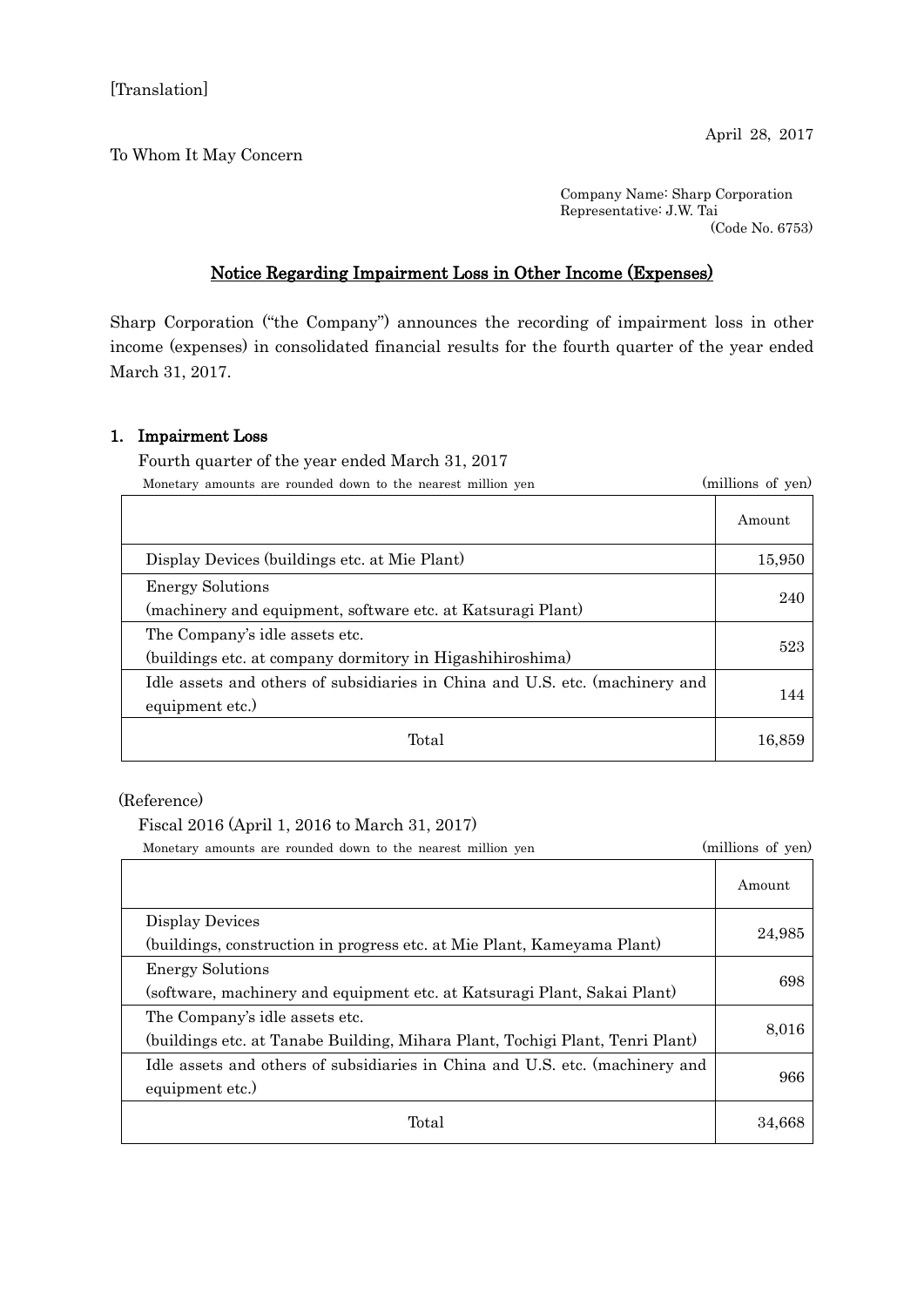[Translation]

April 28, 2017

To Whom It May Concern

Company Name: Sharp Corporation
Representative: J.W. Tai
(Code No. 6753)

## Notice Regarding Impairment Loss in Other Income (Expenses)

Sharp Corporation ("the Company") announces the recording of impairment loss in other income (expenses) in consolidated financial results for the fourth quarter of the year ended March 31, 2017.

### 1. Impairment Loss

Fourth quarter of the year ended March 31, 2017

Monetary amounts are rounded down to the nearest million yen (millions of yen)

| | Amount |
|---|---|
| Display Devices (buildings etc. at Mie Plant) | 15,950 |
| Energy Solutions (machinery and equipment, software etc. at Katsuragi Plant) | 240 |
| The Company's idle assets etc. (buildings etc. at company dormitory in Higashihiroshima) | 523 |
| Idle assets and others of subsidiaries in China and U.S. etc. (machinery and equipment etc.) | 144 |
| Total | 16,859 |

(Reference)

Fiscal 2016 (April 1, 2016 to March 31, 2017)

Monetary amounts are rounded down to the nearest million yen (millions of yen)

| | Amount |
|---|---|
| Display Devices (buildings, construction in progress etc. at Mie Plant, Kameyama Plant) | 24,985 |
| Energy Solutions (software, machinery and equipment etc. at Katsuragi Plant, Sakai Plant) | 698 |
| The Company's idle assets etc. (buildings etc. at Tanabe Building, Mihara Plant, Tochigi Plant, Tenri Plant) | 8,016 |
| Idle assets and others of subsidiaries in China and U.S. etc. (machinery and equipment etc.) | 966 |
| Total | 34,668 |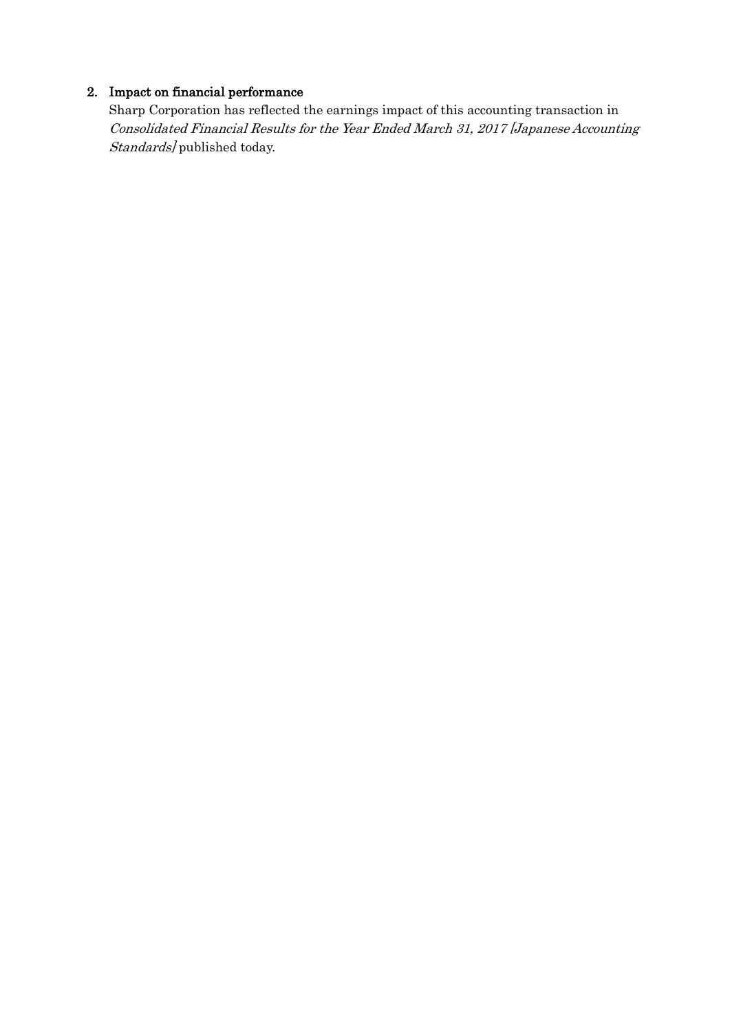## 2. Impact on financial performance

Sharp Corporation has reflected the earnings impact of this accounting transaction in *Consolidated Financial Results for the Year Ended March 31, 2017 [Japanese Accounting Standards]* published today.